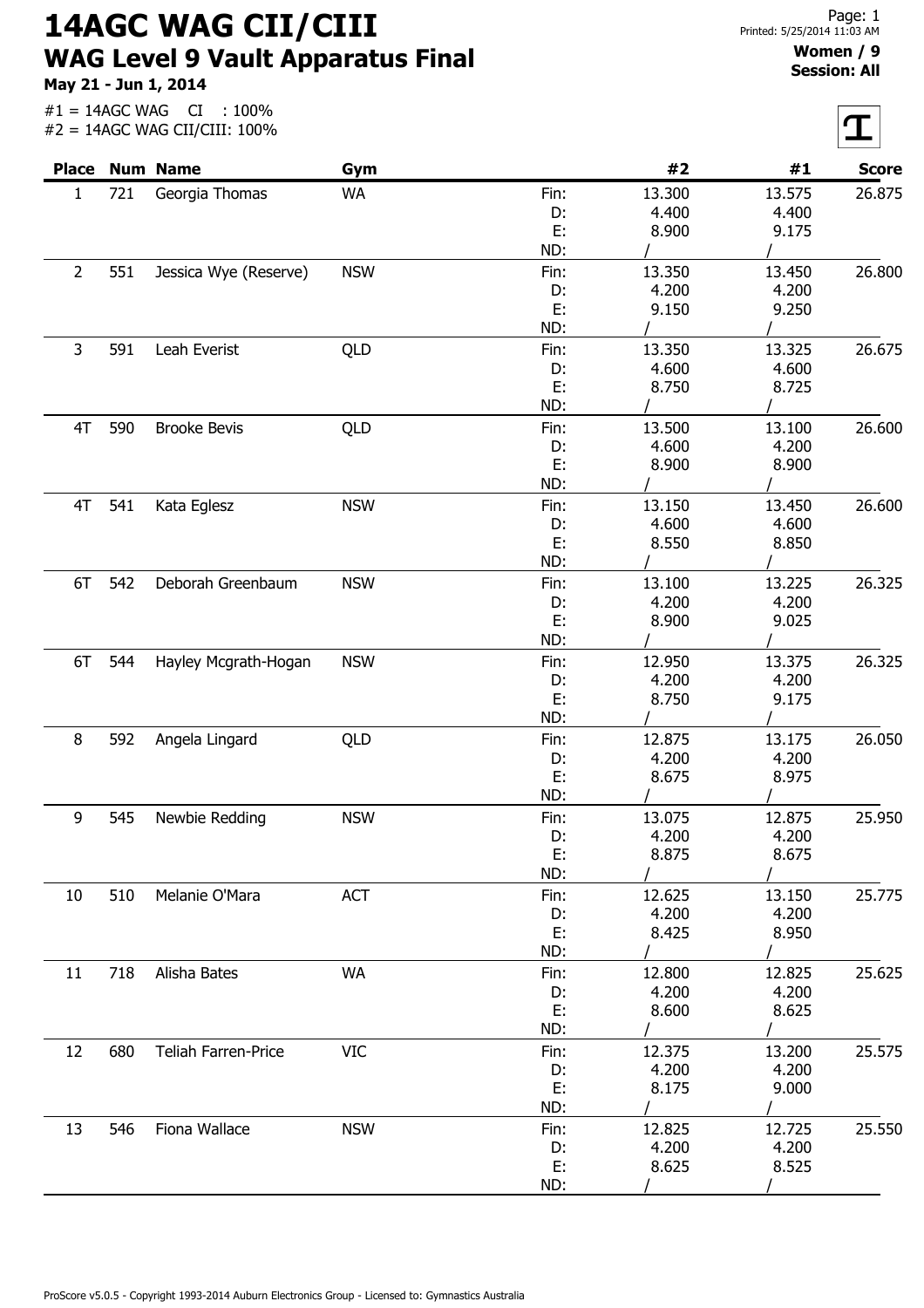# 14AGC WAG CII/CIII

## WAG Level 9 Vault Apparatus Final

**May 21 - Jun 1, 2014**

**Women / 9**
**Session: All**

#1 = 14AGC WAG CI : 100%
#2 = 14AGC WAG CII/CIII: 100%

| Place | Num | Name | Gym | | #2 | #1 | Score |
|---|---|---|---|---|---|---|---|
| 1 | 721 | Georgia Thomas | WA | Fin: | 13.300 | 13.575 | 26.875 |
| | | | | D: | 4.400 | 4.400 | |
| | | | | E: | 8.900 | 9.175 | |
| | | | | ND: | / | / | |
| 2 | 551 | Jessica Wye (Reserve) | NSW | Fin: | 13.350 | 13.450 | 26.800 |
| | | | | D: | 4.200 | 4.200 | |
| | | | | E: | 9.150 | 9.250 | |
| | | | | ND: | / | / | |
| 3 | 591 | Leah Everist | QLD | Fin: | 13.350 | 13.325 | 26.675 |
| | | | | D: | 4.600 | 4.600 | |
| | | | | E: | 8.750 | 8.725 | |
| | | | | ND: | / | / | |
| 4T | 590 | Brooke Bevis | QLD | Fin: | 13.500 | 13.100 | 26.600 |
| | | | | D: | 4.600 | 4.200 | |
| | | | | E: | 8.900 | 8.900 | |
| | | | | ND: | / | / | |
| 4T | 541 | Kata Eglesz | NSW | Fin: | 13.150 | 13.450 | 26.600 |
| | | | | D: | 4.600 | 4.600 | |
| | | | | E: | 8.550 | 8.850 | |
| | | | | ND: | / | / | |
| 6T | 542 | Deborah Greenbaum | NSW | Fin: | 13.100 | 13.225 | 26.325 |
| | | | | D: | 4.200 | 4.200 | |
| | | | | E: | 8.900 | 9.025 | |
| | | | | ND: | / | / | |
| 6T | 544 | Hayley Mcgrath-Hogan | NSW | Fin: | 12.950 | 13.375 | 26.325 |
| | | | | D: | 4.200 | 4.200 | |
| | | | | E: | 8.750 | 9.175 | |
| | | | | ND: | / | / | |
| 8 | 592 | Angela Lingard | QLD | Fin: | 12.875 | 13.175 | 26.050 |
| | | | | D: | 4.200 | 4.200 | |
| | | | | E: | 8.675 | 8.975 | |
| | | | | ND: | / | / | |
| 9 | 545 | Newbie Redding | NSW | Fin: | 13.075 | 12.875 | 25.950 |
| | | | | D: | 4.200 | 4.200 | |
| | | | | E: | 8.875 | 8.675 | |
| | | | | ND: | / | / | |
| 10 | 510 | Melanie O'Mara | ACT | Fin: | 12.625 | 13.150 | 25.775 |
| | | | | D: | 4.200 | 4.200 | |
| | | | | E: | 8.425 | 8.950 | |
| | | | | ND: | / | / | |
| 11 | 718 | Alisha Bates | WA | Fin: | 12.800 | 12.825 | 25.625 |
| | | | | D: | 4.200 | 4.200 | |
| | | | | E: | 8.600 | 8.625 | |
| | | | | ND: | / | / | |
| 12 | 680 | Teliah Farren-Price | VIC | Fin: | 12.375 | 13.200 | 25.575 |
| | | | | D: | 4.200 | 4.200 | |
| | | | | E: | 8.175 | 9.000 | |
| | | | | ND: | / | / | |
| 13 | 546 | Fiona Wallace | NSW | Fin: | 12.825 | 12.725 | 25.550 |
| | | | | D: | 4.200 | 4.200 | |
| | | | | E: | 8.625 | 8.525 | |
| | | | | ND: | / | / | |

ProScore v5.0.5 - Copyright 1993-2014 Auburn Electronics Group - Licensed to: Gymnastics Australia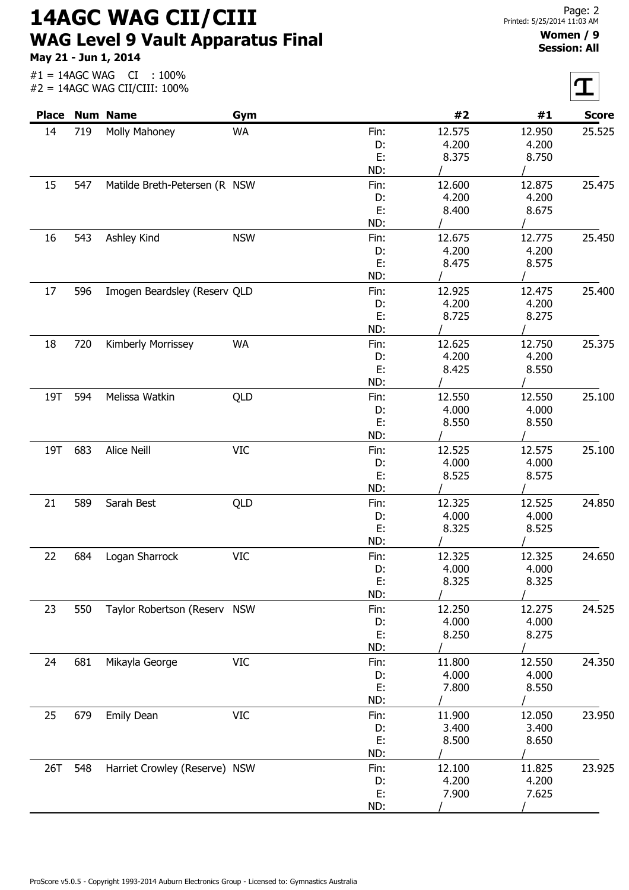# 14AGC WAG CII/CIII

## WAG Level 9 Vault Apparatus Final

**May 21 - Jun 1, 2014**

#1 = 14AGC WAG CI : 100%
#2 = 14AGC WAG CII/CIII: 100%

**Women / 9**
**Session: All**

| Place | Num | Name | Gym | | #2 | #1 | Score |
|---|---|---|---|---|---|---|---|
| 14 | 719 | Molly Mahoney | WA | Fin: | 12.575 | 12.950 | 25.525 |
| | | | | D: | 4.200 | 4.200 | |
| | | | | E: | 8.375 | 8.750 | |
| | | | | ND: | / | / | |
| 15 | 547 | Matilde Breth-Petersen (R | NSW | Fin: | 12.600 | 12.875 | 25.475 |
| | | | | D: | 4.200 | 4.200 | |
| | | | | E: | 8.400 | 8.675 | |
| | | | | ND: | / | / | |
| 16 | 543 | Ashley Kind | NSW | Fin: | 12.675 | 12.775 | 25.450 |
| | | | | D: | 4.200 | 4.200 | |
| | | | | E: | 8.475 | 8.575 | |
| | | | | ND: | / | / | |
| 17 | 596 | Imogen Beardsley (Reserv | QLD | Fin: | 12.925 | 12.475 | 25.400 |
| | | | | D: | 4.200 | 4.200 | |
| | | | | E: | 8.725 | 8.275 | |
| | | | | ND: | / | / | |
| 18 | 720 | Kimberly Morrissey | WA | Fin: | 12.625 | 12.750 | 25.375 |
| | | | | D: | 4.200 | 4.200 | |
| | | | | E: | 8.425 | 8.550 | |
| | | | | ND: | / | / | |
| 19T | 594 | Melissa Watkin | QLD | Fin: | 12.550 | 12.550 | 25.100 |
| | | | | D: | 4.000 | 4.000 | |
| | | | | E: | 8.550 | 8.550 | |
| | | | | ND: | / | / | |
| 19T | 683 | Alice Neill | VIC | Fin: | 12.525 | 12.575 | 25.100 |
| | | | | D: | 4.000 | 4.000 | |
| | | | | E: | 8.525 | 8.575 | |
| | | | | ND: | / | / | |
| 21 | 589 | Sarah Best | QLD | Fin: | 12.325 | 12.525 | 24.850 |
| | | | | D: | 4.000 | 4.000 | |
| | | | | E: | 8.325 | 8.525 | |
| | | | | ND: | / | / | |
| 22 | 684 | Logan Sharrock | VIC | Fin: | 12.325 | 12.325 | 24.650 |
| | | | | D: | 4.000 | 4.000 | |
| | | | | E: | 8.325 | 8.325 | |
| | | | | ND: | / | / | |
| 23 | 550 | Taylor Robertson (Reserv | NSW | Fin: | 12.250 | 12.275 | 24.525 |
| | | | | D: | 4.000 | 4.000 | |
| | | | | E: | 8.250 | 8.275 | |
| | | | | ND: | / | / | |
| 24 | 681 | Mikayla George | VIC | Fin: | 11.800 | 12.550 | 24.350 |
| | | | | D: | 4.000 | 4.000 | |
| | | | | E: | 7.800 | 8.550 | |
| | | | | ND: | / | / | |
| 25 | 679 | Emily Dean | VIC | Fin: | 11.900 | 12.050 | 23.950 |
| | | | | D: | 3.400 | 3.400 | |
| | | | | E: | 8.500 | 8.650 | |
| | | | | ND: | / | / | |
| 26T | 548 | Harriet Crowley (Reserve) | NSW | Fin: | 12.100 | 11.825 | 23.925 |
| | | | | D: | 4.200 | 4.200 | |
| | | | | E: | 7.900 | 7.625 | |
| | | | | ND: | / | / | |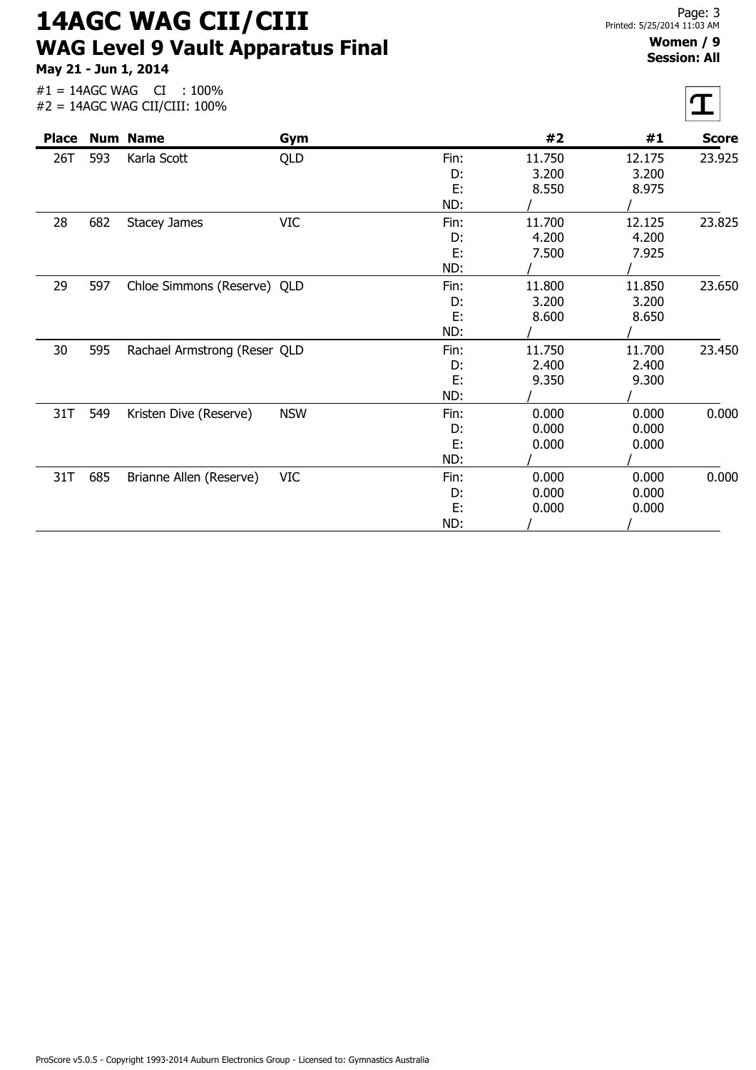# 14AGC WAG CII/CIII

## WAG Level 9 Vault Apparatus Final

**May 21 - Jun 1, 2014**

**Women / 9**
**Session: All**

#1 = 14AGC WAG CI : 100%
#2 = 14AGC WAG CII/CIII: 100%

| Place | Num | Name | Gym | | #2 | #1 | Score |
|---|---|---|---|---|---|---|---|
| 26T | 593 | Karla Scott | QLD | Fin: | 11.750 | 12.175 | 23.925 |
| | | | | D: | 3.200 | 3.200 | |
| | | | | E: | 8.550 | 8.975 | |
| | | | | ND: | / | / | |
| 28 | 682 | Stacey James | VIC | Fin: | 11.700 | 12.125 | 23.825 |
| | | | | D: | 4.200 | 4.200 | |
| | | | | E: | 7.500 | 7.925 | |
| | | | | ND: | / | / | |
| 29 | 597 | Chloe Simmons (Reserve) | QLD | Fin: | 11.800 | 11.850 | 23.650 |
| | | | | D: | 3.200 | 3.200 | |
| | | | | E: | 8.600 | 8.650 | |
| | | | | ND: | / | / | |
| 30 | 595 | Rachael Armstrong (Reser | QLD | Fin: | 11.750 | 11.700 | 23.450 |
| | | | | D: | 2.400 | 2.400 | |
| | | | | E: | 9.350 | 9.300 | |
| | | | | ND: | / | / | |
| 31T | 549 | Kristen Dive (Reserve) | NSW | Fin: | 0.000 | 0.000 | 0.000 |
| | | | | D: | 0.000 | 0.000 | |
| | | | | E: | 0.000 | 0.000 | |
| | | | | ND: | / | / | |
| 31T | 685 | Brianne Allen (Reserve) | VIC | Fin: | 0.000 | 0.000 | 0.000 |
| | | | | D: | 0.000 | 0.000 | |
| | | | | E: | 0.000 | 0.000 | |
| | | | | ND: | / | / | |

ProScore v5.0.5 - Copyright 1993-2014 Auburn Electronics Group - Licensed to: Gymnastics Australia